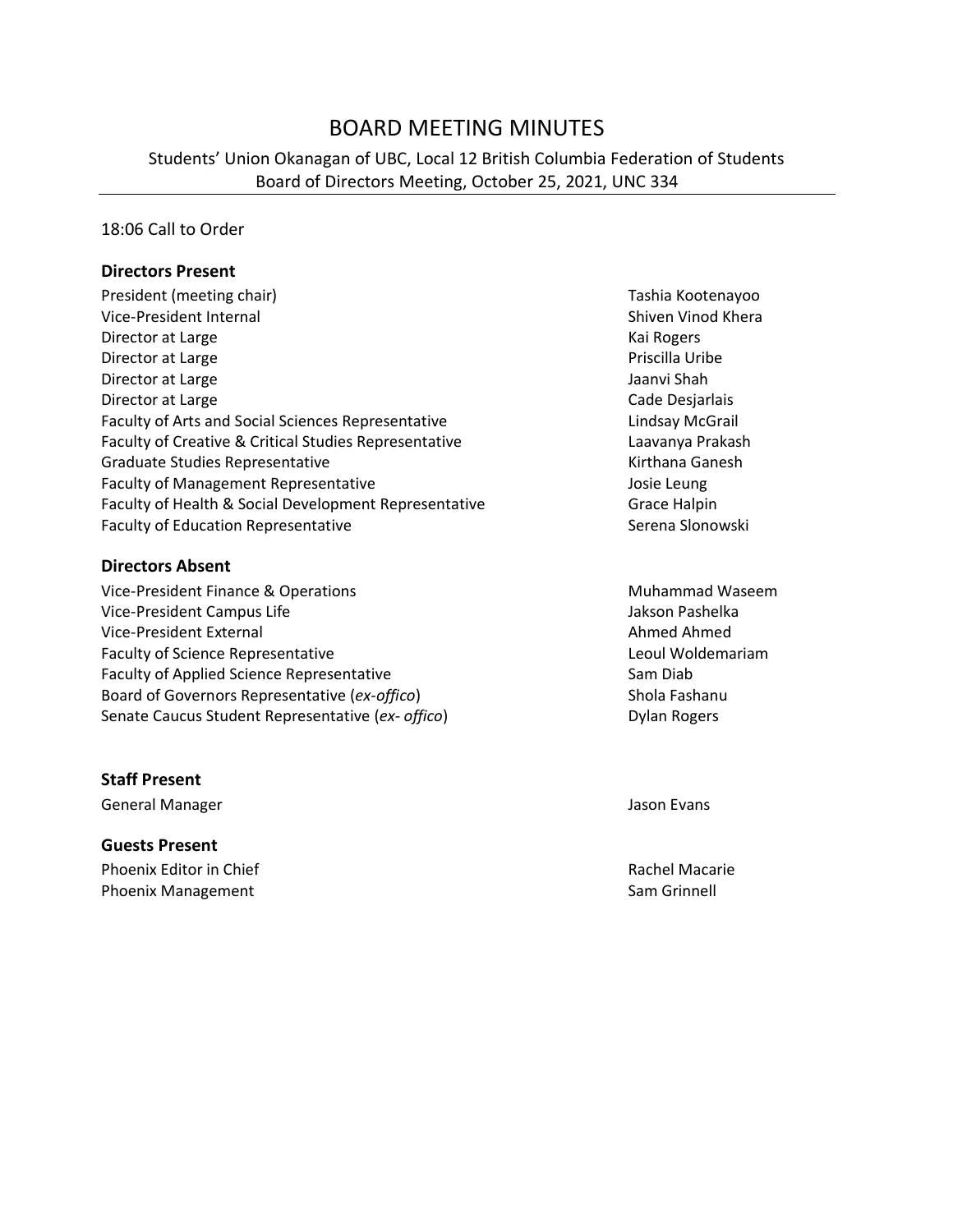# BOARD MEETING MINUTES

Students' Union Okanagan of UBC, Local 12 British Columbia Federation of Students
Board of Directors Meeting, October 25, 2021, UNC 334

18:06 Call to Order

**Directors Present**

| | |
|---|---|
| President (meeting chair) | Tashia Kootenayoo |
| Vice-President Internal | Shiven Vinod Khera |
| Director at Large | Kai Rogers |
| Director at Large | Priscilla Uribe |
| Director at Large | Jaanvi Shah |
| Director at Large | Cade Desjarlais |
| Faculty of Arts and Social Sciences Representative | Lindsay McGrail |
| Faculty of Creative & Critical Studies Representative | Laavanya Prakash |
| Graduate Studies Representative | Kirthana Ganesh |
| Faculty of Management Representative | Josie Leung |
| Faculty of Health & Social Development Representative | Grace Halpin |
| Faculty of Education Representative | Serena Slonowski |

**Directors Absent**

| | |
|---|---|
| Vice-President Finance & Operations | Muhammad Waseem |
| Vice-President Campus Life | Jakson Pashelka |
| Vice-President External | Ahmed Ahmed |
| Faculty of Science Representative | Leoul Woldemariam |
| Faculty of Applied Science Representative | Sam Diab |
| Board of Governors Representative (*ex-offico*) | Shola Fashanu |
| Senate Caucus Student Representative (*ex- offico*) | Dylan Rogers |

**Staff Present**

| | |
|---|---|
| General Manager | Jason Evans |

**Guests Present**

| | |
|---|---|
| Phoenix Editor in Chief | Rachel Macarie |
| Phoenix Management | Sam Grinnell |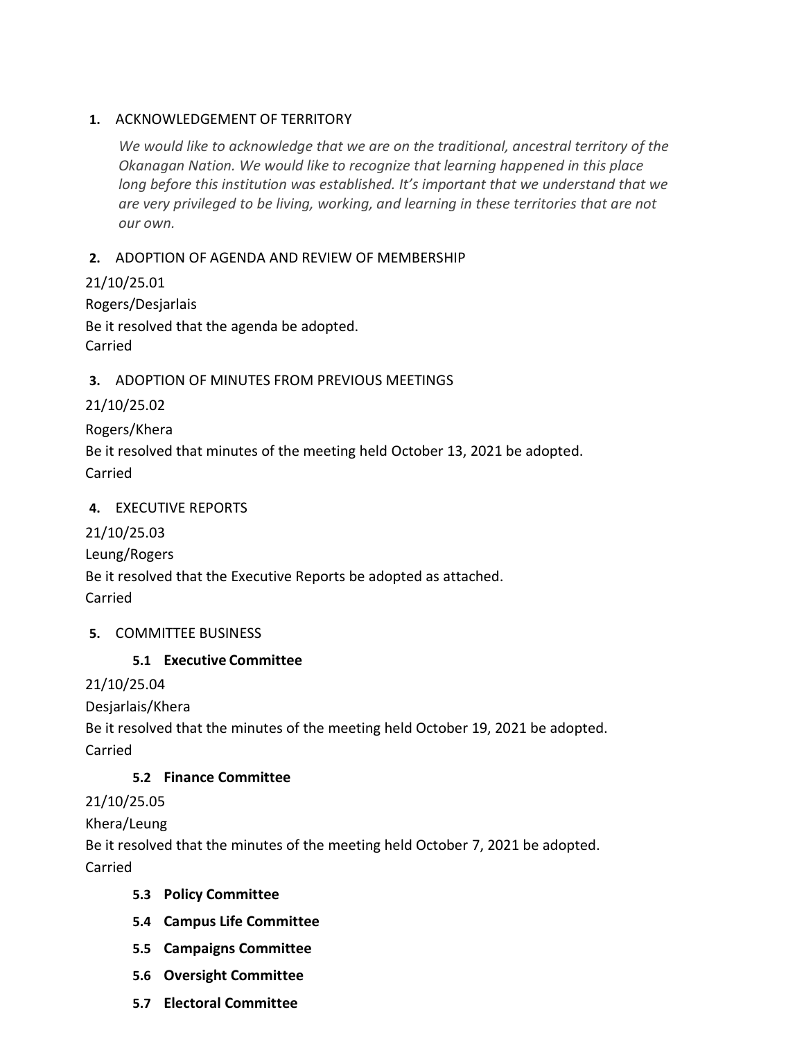## 1. ACKNOWLEDGEMENT OF TERRITORY

*We would like to acknowledge that we are on the traditional, ancestral territory of the Okanagan Nation. We would like to recognize that learning happened in this place long before this institution was established. It's important that we understand that we are very privileged to be living, working, and learning in these territories that are not our own.*

## 2. ADOPTION OF AGENDA AND REVIEW OF MEMBERSHIP

21/10/25.01

Rogers/Desjarlais

Be it resolved that the agenda be adopted.
Carried

## 3. ADOPTION OF MINUTES FROM PREVIOUS MEETINGS

21/10/25.02

Rogers/Khera

Be it resolved that minutes of the meeting held October 13, 2021 be adopted.
Carried

## 4. EXECUTIVE REPORTS

21/10/25.03

Leung/Rogers

Be it resolved that the Executive Reports be adopted as attached.
Carried

## 5. COMMITTEE BUSINESS

### 5.1 Executive Committee

21/10/25.04

Desjarlais/Khera

Be it resolved that the minutes of the meeting held October 19, 2021 be adopted.
Carried

### 5.2 Finance Committee

21/10/25.05

Khera/Leung

Be it resolved that the minutes of the meeting held October 7, 2021 be adopted.
Carried

### 5.3 Policy Committee

### 5.4 Campus Life Committee

### 5.5 Campaigns Committee

### 5.6 Oversight Committee

### 5.7 Electoral Committee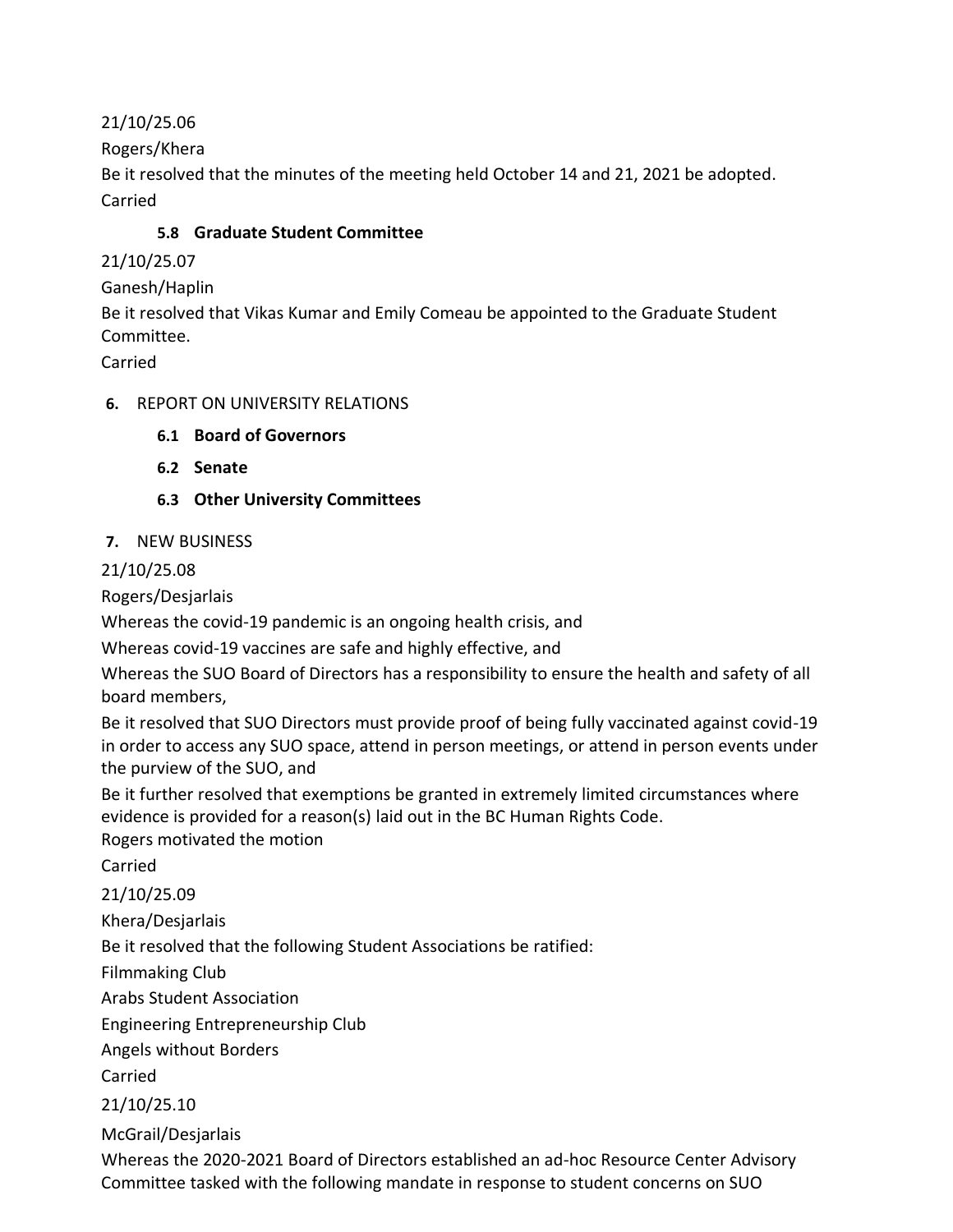21/10/25.06

Rogers/Khera

Be it resolved that the minutes of the meeting held October 14 and 21, 2021 be adopted.

Carried

### 5.8 Graduate Student Committee

21/10/25.07

Ganesh/Haplin

Be it resolved that Vikas Kumar and Emily Comeau be appointed to the Graduate Student Committee.

Carried

## 6. REPORT ON UNIVERSITY RELATIONS

### 6.1 Board of Governors

### 6.2 Senate

### 6.3 Other University Committees

## 7. NEW BUSINESS

21/10/25.08

Rogers/Desjarlais

Whereas the covid-19 pandemic is an ongoing health crisis, and

Whereas covid-19 vaccines are safe and highly effective, and

Whereas the SUO Board of Directors has a responsibility to ensure the health and safety of all board members,

Be it resolved that SUO Directors must provide proof of being fully vaccinated against covid-19 in order to access any SUO space, attend in person meetings, or attend in person events under the purview of the SUO, and

Be it further resolved that exemptions be granted in extremely limited circumstances where evidence is provided for a reason(s) laid out in the BC Human Rights Code.

Rogers motivated the motion

Carried

21/10/25.09

Khera/Desjarlais

Be it resolved that the following Student Associations be ratified:

Filmmaking Club

Arabs Student Association

Engineering Entrepreneurship Club

Angels without Borders

Carried

21/10/25.10

McGrail/Desjarlais

Whereas the 2020-2021 Board of Directors established an ad-hoc Resource Center Advisory Committee tasked with the following mandate in response to student concerns on SUO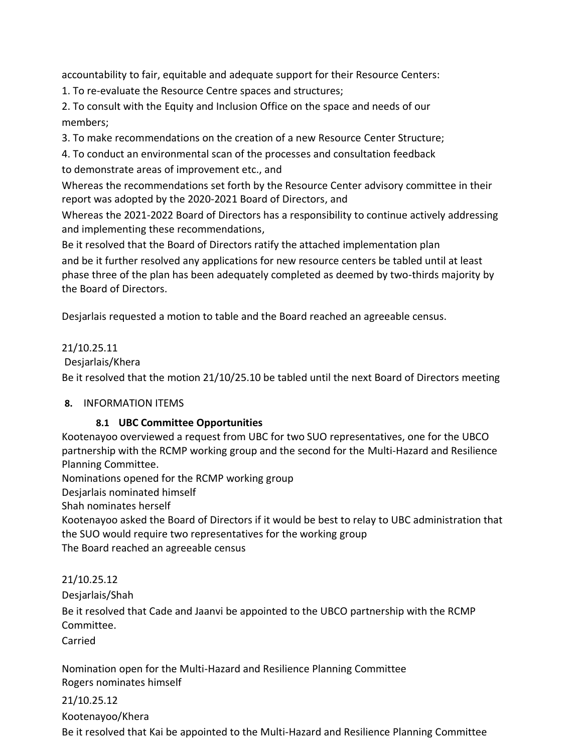accountability to fair, equitable and adequate support for their Resource Centers:

1. To re-evaluate the Resource Centre spaces and structures;
2. To consult with the Equity and Inclusion Office on the space and needs of our members;
3. To make recommendations on the creation of a new Resource Center Structure;
4. To conduct an environmental scan of the processes and consultation feedback to demonstrate areas of improvement etc., and

Whereas the recommendations set forth by the Resource Center advisory committee in their report was adopted by the 2020-2021 Board of Directors, and

Whereas the 2021-2022 Board of Directors has a responsibility to continue actively addressing and implementing these recommendations,

Be it resolved that the Board of Directors ratify the attached implementation plan

and be it further resolved any applications for new resource centers be tabled until at least phase three of the plan has been adequately completed as deemed by two-thirds majority by the Board of Directors.

Desjarlais requested a motion to table and the Board reached an agreeable census.

21/10.25.11

Desjarlais/Khera

Be it resolved that the motion 21/10/25.10 be tabled until the next Board of Directors meeting

**8.** INFORMATION ITEMS

### 8.1 UBC Committee Opportunities

Kootenayoo overviewed a request from UBC for two SUO representatives, one for the UBCO partnership with the RCMP working group and the second for the Multi-Hazard and Resilience Planning Committee.

Nominations opened for the RCMP working group

Desjarlais nominated himself

Shah nominates herself

Kootenayoo asked the Board of Directors if it would be best to relay to UBC administration that the SUO would require two representatives for the working group

The Board reached an agreeable census

21/10.25.12

Desjarlais/Shah

Be it resolved that Cade and Jaanvi be appointed to the UBCO partnership with the RCMP Committee.

Carried

Nomination open for the Multi-Hazard and Resilience Planning Committee

Rogers nominates himself

21/10.25.12

Kootenayoo/Khera

Be it resolved that Kai be appointed to the Multi-Hazard and Resilience Planning Committee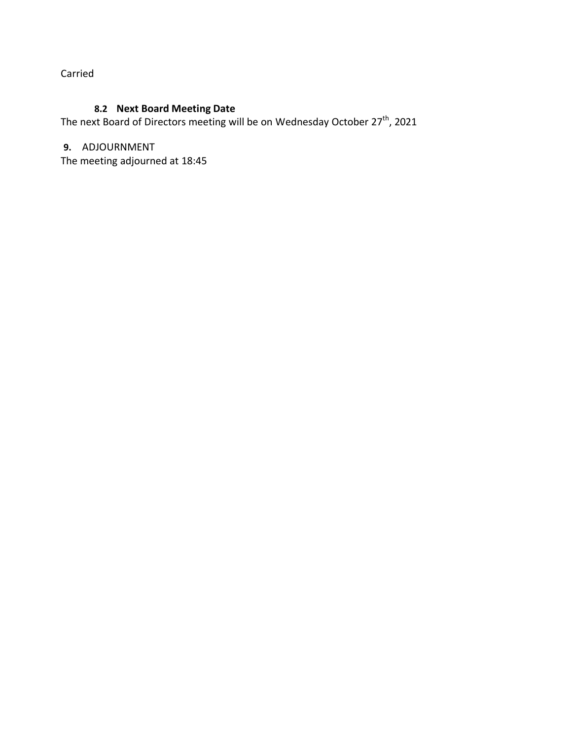Carried

### 8.2 Next Board Meeting Date

The next Board of Directors meeting will be on Wednesday October 27th, 2021

## 9. ADJOURNMENT

The meeting adjourned at 18:45